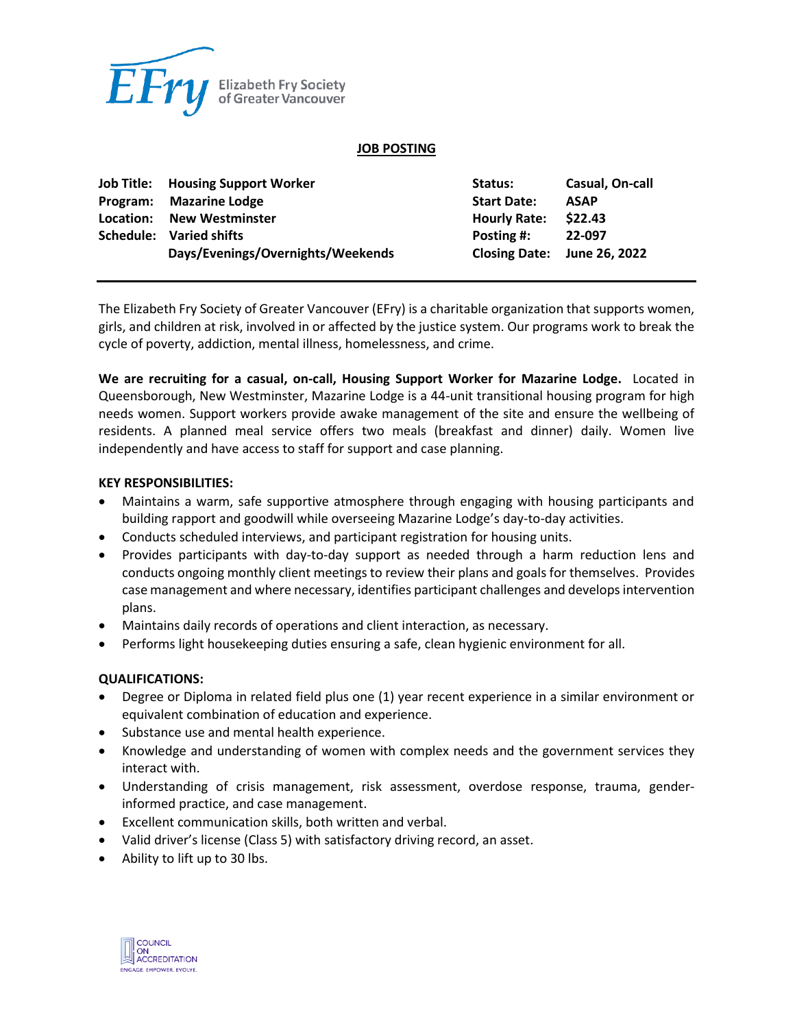EFry Elizabeth Fry Society of Greater Vancouver

## JOB POSTING

| | | | |
|---|---|---|---|
| **Job Title:** | **Housing Support Worker** | **Status:** | **Casual, On-call** |
| **Program:** | **Mazarine Lodge** | **Start Date:** | **ASAP** |
| **Location:** | **New Westminster** | **Hourly Rate:** | **$22.43** |
| **Schedule:** | **Varied shifts** | **Posting #:** | **22-097** |
| | **Days/Evenings/Overnights/Weekends** | **Closing Date:** | **June 26, 2022** |

The Elizabeth Fry Society of Greater Vancouver (EFry) is a charitable organization that supports women, girls, and children at risk, involved in or affected by the justice system. Our programs work to break the cycle of poverty, addiction, mental illness, homelessness, and crime.

**We are recruiting for a casual, on-call, Housing Support Worker for Mazarine Lodge.** Located in Queensborough, New Westminster, Mazarine Lodge is a 44-unit transitional housing program for high needs women. Support workers provide awake management of the site and ensure the wellbeing of residents. A planned meal service offers two meals (breakfast and dinner) daily. Women live independently and have access to staff for support and case planning.

**KEY RESPONSIBILITIES:**

- Maintains a warm, safe supportive atmosphere through engaging with housing participants and building rapport and goodwill while overseeing Mazarine Lodge's day-to-day activities.
- Conducts scheduled interviews, and participant registration for housing units.
- Provides participants with day-to-day support as needed through a harm reduction lens and conducts ongoing monthly client meetings to review their plans and goals for themselves. Provides case management and where necessary, identifies participant challenges and develops intervention plans.
- Maintains daily records of operations and client interaction, as necessary.
- Performs light housekeeping duties ensuring a safe, clean hygienic environment for all.

**QUALIFICATIONS:**

- Degree or Diploma in related field plus one (1) year recent experience in a similar environment or equivalent combination of education and experience.
- Substance use and mental health experience.
- Knowledge and understanding of women with complex needs and the government services they interact with.
- Understanding of crisis management, risk assessment, overdose response, trauma, gender-informed practice, and case management.
- Excellent communication skills, both written and verbal.
- Valid driver's license (Class 5) with satisfactory driving record, an asset.
- Ability to lift up to 30 lbs.

COUNCIL ON ACCREDITATION
ENGAGE. EMPOWER. EVOLVE.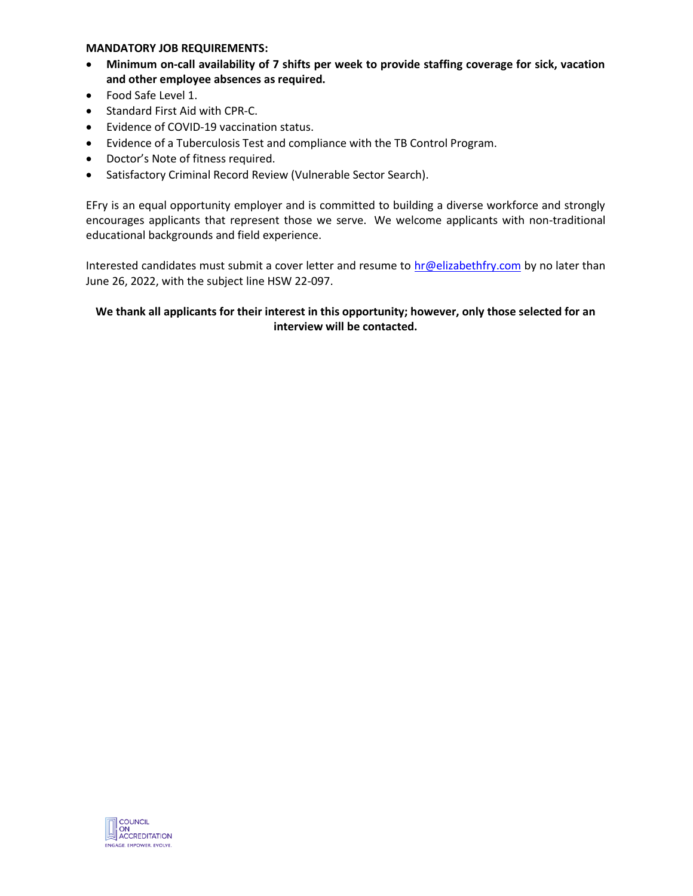**MANDATORY JOB REQUIREMENTS:**

- **Minimum on-call availability of 7 shifts per week to provide staffing coverage for sick, vacation and other employee absences as required.**
- Food Safe Level 1.
- Standard First Aid with CPR-C.
- Evidence of COVID-19 vaccination status.
- Evidence of a Tuberculosis Test and compliance with the TB Control Program.
- Doctor's Note of fitness required.
- Satisfactory Criminal Record Review (Vulnerable Sector Search).

EFry is an equal opportunity employer and is committed to building a diverse workforce and strongly encourages applicants that represent those we serve. We welcome applicants with non-traditional educational backgrounds and field experience.

Interested candidates must submit a cover letter and resume to hr@elizabethfry.com by no later than June 26, 2022, with the subject line HSW 22-097.

**We thank all applicants for their interest in this opportunity; however, only those selected for an interview will be contacted.**

COUNCIL ON ACCREDITATION
ENGAGE. EMPOWER. EVOLVE.